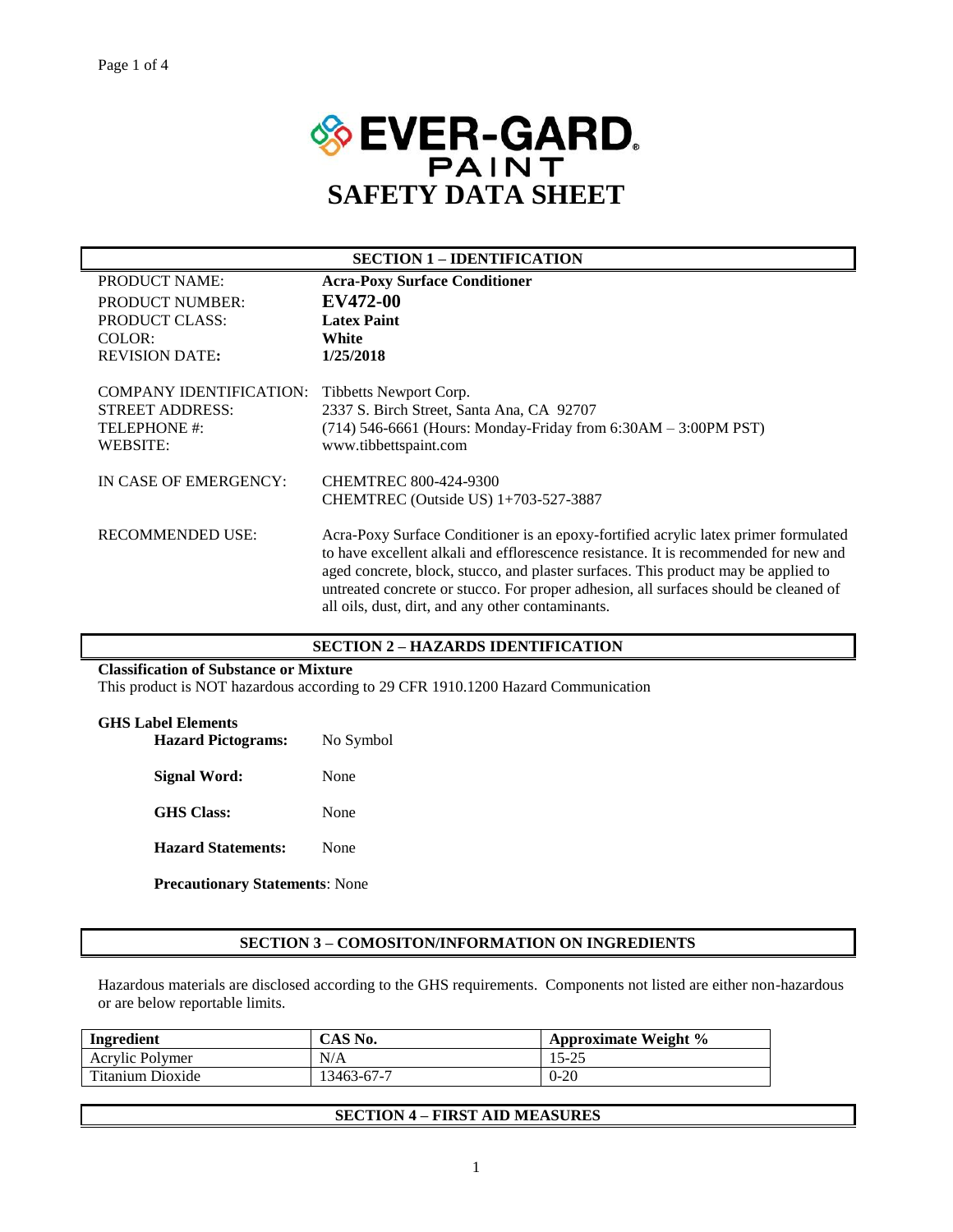# EVER-GARD PAINT

# SAFETY DATA SHEET

## SECTION 1 – IDENTIFICATION

| | |
|---|---|
| PRODUCT NAME: | **Acra-Poxy Surface Conditioner** |
| PRODUCT NUMBER: | **EV472-00** |
| PRODUCT CLASS: | **Latex Paint** |
| COLOR: | **White** |
| REVISION DATE: | **1/25/2018** |

| | |
|---|---|
| COMPANY IDENTIFICATION: | Tibbetts Newport Corp. |
| STREET ADDRESS: | 2337 S. Birch Street, Santa Ana, CA 92707 |
| TELEPHONE #: | (714) 546-6661 (Hours: Monday-Friday from 6:30AM – 3:00PM PST) |
| WEBSITE: | www.tibbettspaint.com |

IN CASE OF EMERGENCY: CHEMTREC 800-424-9300
CHEMTREC (Outside US) 1+703-527-3887

RECOMMENDED USE: Acra-Poxy Surface Conditioner is an epoxy-fortified acrylic latex primer formulated to have excellent alkali and efflorescence resistance. It is recommended for new and aged concrete, block, stucco, and plaster surfaces. This product may be applied to untreated concrete or stucco. For proper adhesion, all surfaces should be cleaned of all oils, dust, dirt, and any other contaminants.

## SECTION 2 – HAZARDS IDENTIFICATION

**Classification of Substance or Mixture**
This product is NOT hazardous according to 29 CFR 1910.1200 Hazard Communication

**GHS Label Elements**

**Hazard Pictograms:** No Symbol

**Signal Word:** None

**GHS Class:** None

**Hazard Statements:** None

**Precautionary Statements**: None

## SECTION 3 – COMOSITON/INFORMATION ON INGREDIENTS

Hazardous materials are disclosed according to the GHS requirements. Components not listed are either non-hazardous or are below reportable limits.

| Ingredient | CAS No. | Approximate Weight % |
|---|---|---|
| Acrylic Polymer | N/A | 15-25 |
| Titanium Dioxide | 13463-67-7 | 0-20 |

## SECTION 4 – FIRST AID MEASURES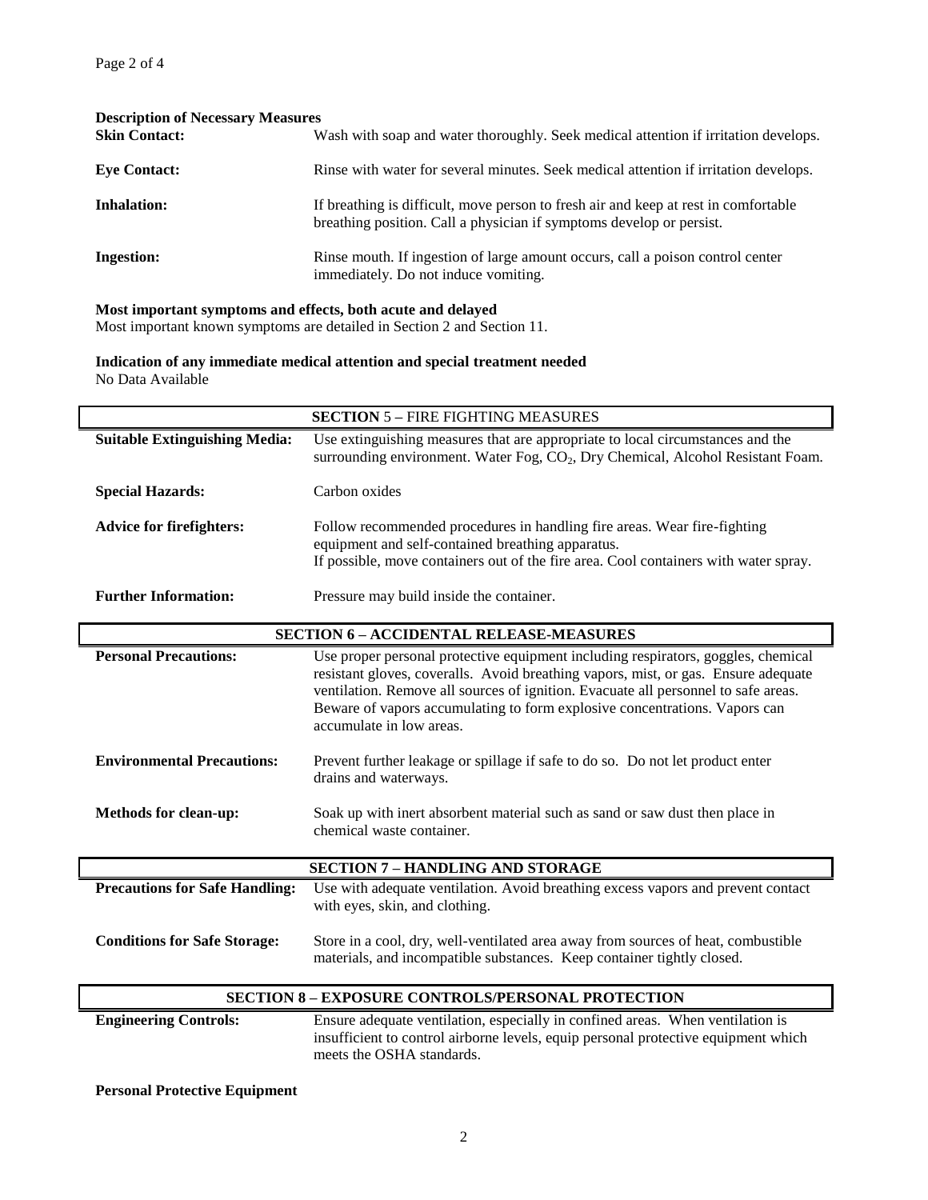**Description of Necessary Measures**

**Skin Contact:** Wash with soap and water thoroughly. Seek medical attention if irritation develops.

**Eye Contact:** Rinse with water for several minutes. Seek medical attention if irritation develops.

**Inhalation:** If breathing is difficult, move person to fresh air and keep at rest in comfortable breathing position. Call a physician if symptoms develop or persist.

**Ingestion:** Rinse mouth. If ingestion of large amount occurs, call a poison control center immediately. Do not induce vomiting.

**Most important symptoms and effects, both acute and delayed**

Most important known symptoms are detailed in Section 2 and Section 11.

**Indication of any immediate medical attention and special treatment needed**

No Data Available

## SECTION 5 – FIRE FIGHTING MEASURES

**Suitable Extinguishing Media:** Use extinguishing measures that are appropriate to local circumstances and the surrounding environment. Water Fog, $CO_2$, Dry Chemical, Alcohol Resistant Foam.

**Special Hazards:** Carbon oxides

**Advice for firefighters:** Follow recommended procedures in handling fire areas. Wear fire-fighting equipment and self-contained breathing apparatus.
If possible, move containers out of the fire area. Cool containers with water spray.

**Further Information:** Pressure may build inside the container.

## SECTION 6 – ACCIDENTAL RELEASE-MEASURES

**Personal Precautions:** Use proper personal protective equipment including respirators, goggles, chemical resistant gloves, coveralls. Avoid breathing vapors, mist, or gas. Ensure adequate ventilation. Remove all sources of ignition. Evacuate all personnel to safe areas. Beware of vapors accumulating to form explosive concentrations. Vapors can accumulate in low areas.

**Environmental Precautions:** Prevent further leakage or spillage if safe to do so. Do not let product enter drains and waterways.

**Methods for clean-up:** Soak up with inert absorbent material such as sand or saw dust then place in chemical waste container.

## SECTION 7 – HANDLING AND STORAGE

**Precautions for Safe Handling:** Use with adequate ventilation. Avoid breathing excess vapors and prevent contact with eyes, skin, and clothing.

**Conditions for Safe Storage:** Store in a cool, dry, well-ventilated area away from sources of heat, combustible materials, and incompatible substances. Keep container tightly closed.

## SECTION 8 – EXPOSURE CONTROLS/PERSONAL PROTECTION

**Engineering Controls:** Ensure adequate ventilation, especially in confined areas. When ventilation is insufficient to control airborne levels, equip personal protective equipment which meets the OSHA standards.

**Personal Protective Equipment**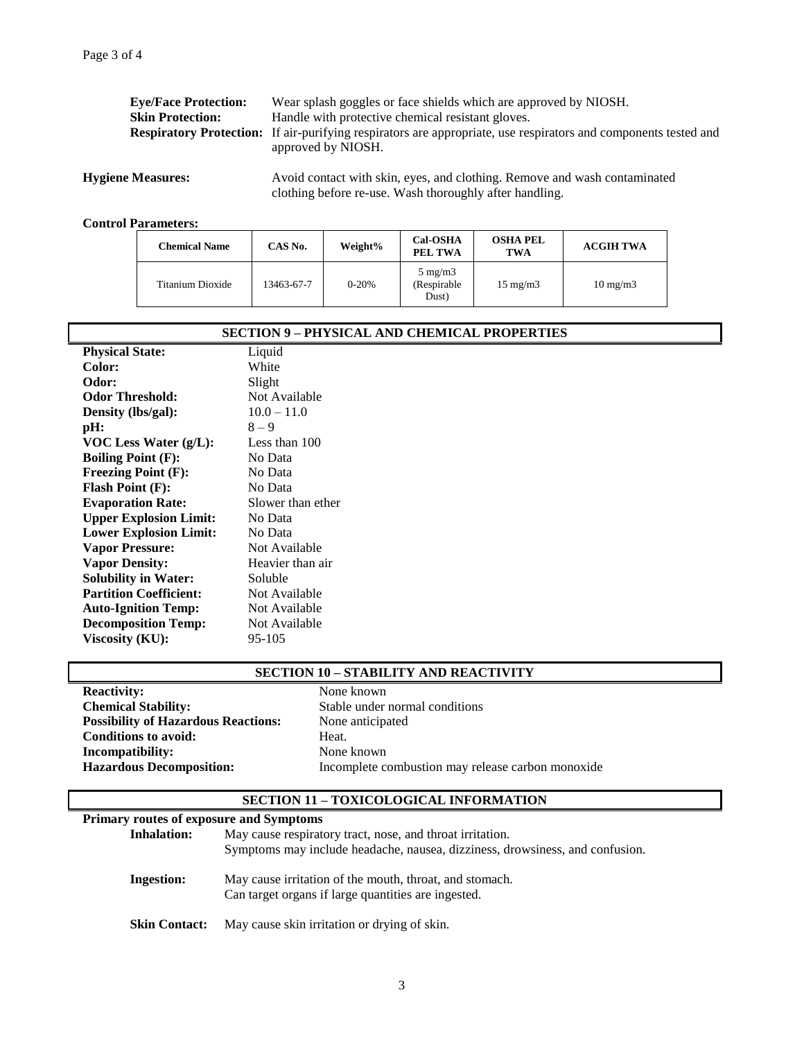**Eye/Face Protection:** Wear splash goggles or face shields which are approved by NIOSH.
**Skin Protection:** Handle with protective chemical resistant gloves.
**Respiratory Protection:** If air-purifying respirators are appropriate, use respirators and components tested and approved by NIOSH.

**Hygiene Measures:** Avoid contact with skin, eyes, and clothing. Remove and wash contaminated clothing before re-use. Wash thoroughly after handling.

**Control Parameters:**

| Chemical Name | CAS No. | Weight% | Cal-OSHA PEL TWA | OSHA PEL TWA | ACGIH TWA |
|---|---|---|---|---|---|
| Titanium Dioxide | 13463-67-7 | 0-20% | 5 mg/m3 (Respirable Dust) | 15 mg/m3 | 10 mg/m3 |

## SECTION 9 – PHYSICAL AND CHEMICAL PROPERTIES

**Physical State:** Liquid
**Color:** White
**Odor:** Slight
**Odor Threshold:** Not Available
**Density (lbs/gal):** 10.0 – 11.0
**pH:** 8 – 9
**VOC Less Water (g/L):** Less than 100
**Boiling Point (F):** No Data
**Freezing Point (F):** No Data
**Flash Point (F):** No Data
**Evaporation Rate:** Slower than ether
**Upper Explosion Limit:** No Data
**Lower Explosion Limit:** No Data
**Vapor Pressure:** Not Available
**Vapor Density:** Heavier than air
**Solubility in Water:** Soluble
**Partition Coefficient:** Not Available
**Auto-Ignition Temp:** Not Available
**Decomposition Temp:** Not Available
**Viscosity (KU):** 95-105

## SECTION 10 – STABILITY AND REACTIVITY

**Reactivity:** None known
**Chemical Stability:** Stable under normal conditions
**Possibility of Hazardous Reactions:** None anticipated
**Conditions to avoid:** Heat.
**Incompatibility:** None known
**Hazardous Decomposition:** Incomplete combustion may release carbon monoxide

## SECTION 11 – TOXICOLOGICAL INFORMATION

**Primary routes of exposure and Symptoms**

**Inhalation:** May cause respiratory tract, nose, and throat irritation. Symptoms may include headache, nausea, dizziness, drowsiness, and confusion.

**Ingestion:** May cause irritation of the mouth, throat, and stomach. Can target organs if large quantities are ingested.

**Skin Contact:** May cause skin irritation or drying of skin.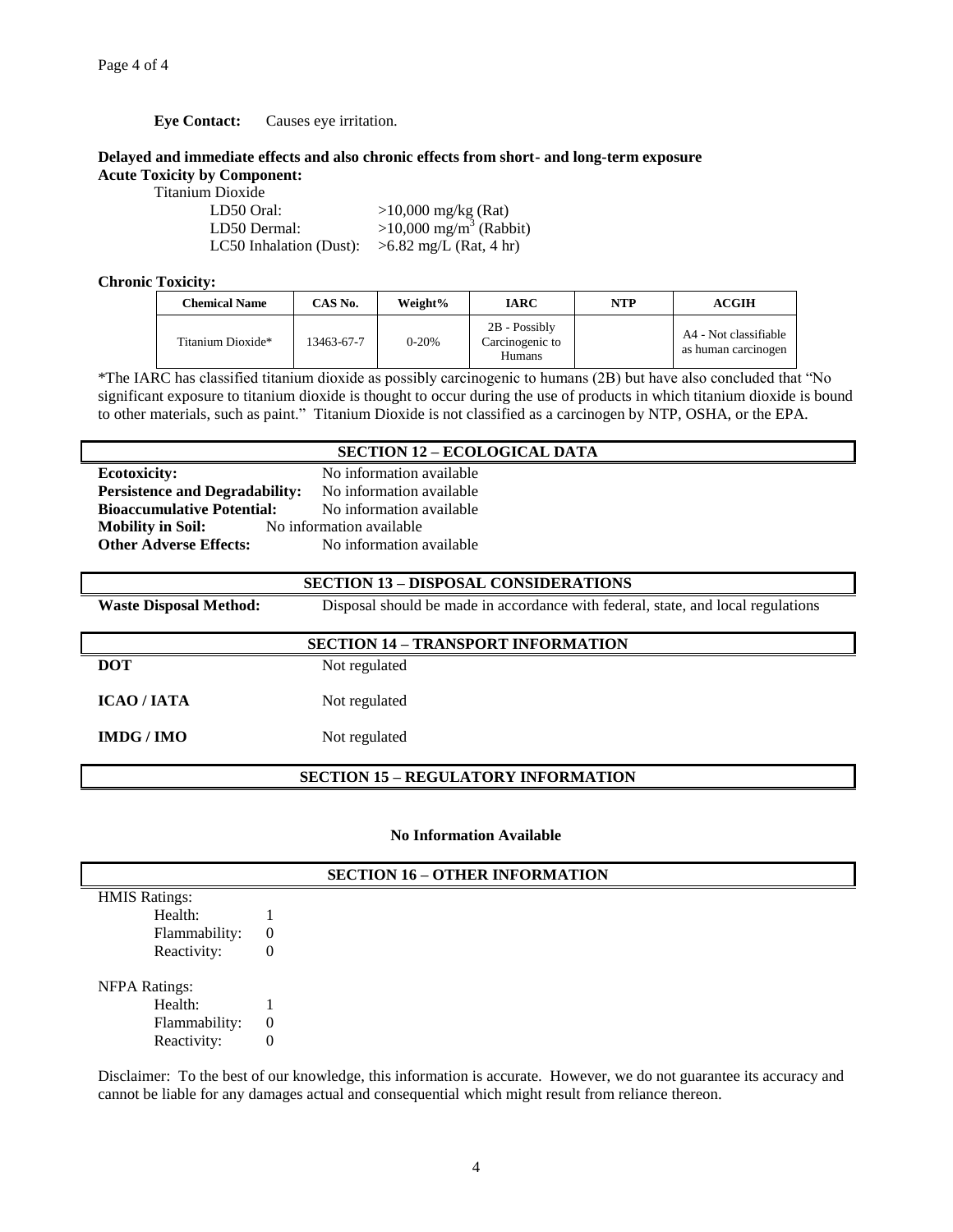**Eye Contact:** Causes eye irritation.

**Delayed and immediate effects and also chronic effects from short- and long-term exposure**

**Acute Toxicity by Component:**

Titanium Dioxide

| | |
|---|---|
| LD50 Oral: | >10,000 mg/kg (Rat) |
| LD50 Dermal: | >10,000 $mg/m^3$ (Rabbit) |
| LC50 Inhalation (Dust): | >6.82 mg/L (Rat, 4 hr) |

**Chronic Toxicity:**

| Chemical Name | CAS No. | Weight% | IARC | NTP | ACGIH |
|---|---|---|---|---|---|
| Titanium Dioxide* | 13463-67-7 | 0-20% | 2B - Possibly Carcinogenic to Humans | | A4 - Not classifiable as human carcinogen |

*The IARC has classified titanium dioxide as possibly carcinogenic to humans (2B) but have also concluded that "No significant exposure to titanium dioxide is thought to occur during the use of products in which titanium dioxide is bound to other materials, such as paint." Titanium Dioxide is not classified as a carcinogen by NTP, OSHA, or the EPA.

## SECTION 12 – ECOLOGICAL DATA

**Ecotoxicity:** No information available

**Persistence and Degradability:** No information available

**Bioaccumulative Potential:** No information available

**Mobility in Soil:** No information available

**Other Adverse Effects:** No information available

## SECTION 13 – DISPOSAL CONSIDERATIONS

**Waste Disposal Method:** Disposal should be made in accordance with federal, state, and local regulations

## SECTION 14 – TRANSPORT INFORMATION

**DOT** Not regulated

**ICAO / IATA** Not regulated

**IMDG / IMO** Not regulated

## SECTION 15 – REGULATORY INFORMATION

**No Information Available**

## SECTION 16 – OTHER INFORMATION

HMIS Ratings:

- Health: 1
- Flammability: 0
- Reactivity: 0

NFPA Ratings:

- Health: 1
- Flammability: 0
- Reactivity: 0

Disclaimer: To the best of our knowledge, this information is accurate. However, we do not guarantee its accuracy and cannot be liable for any damages actual and consequential which might result from reliance thereon.